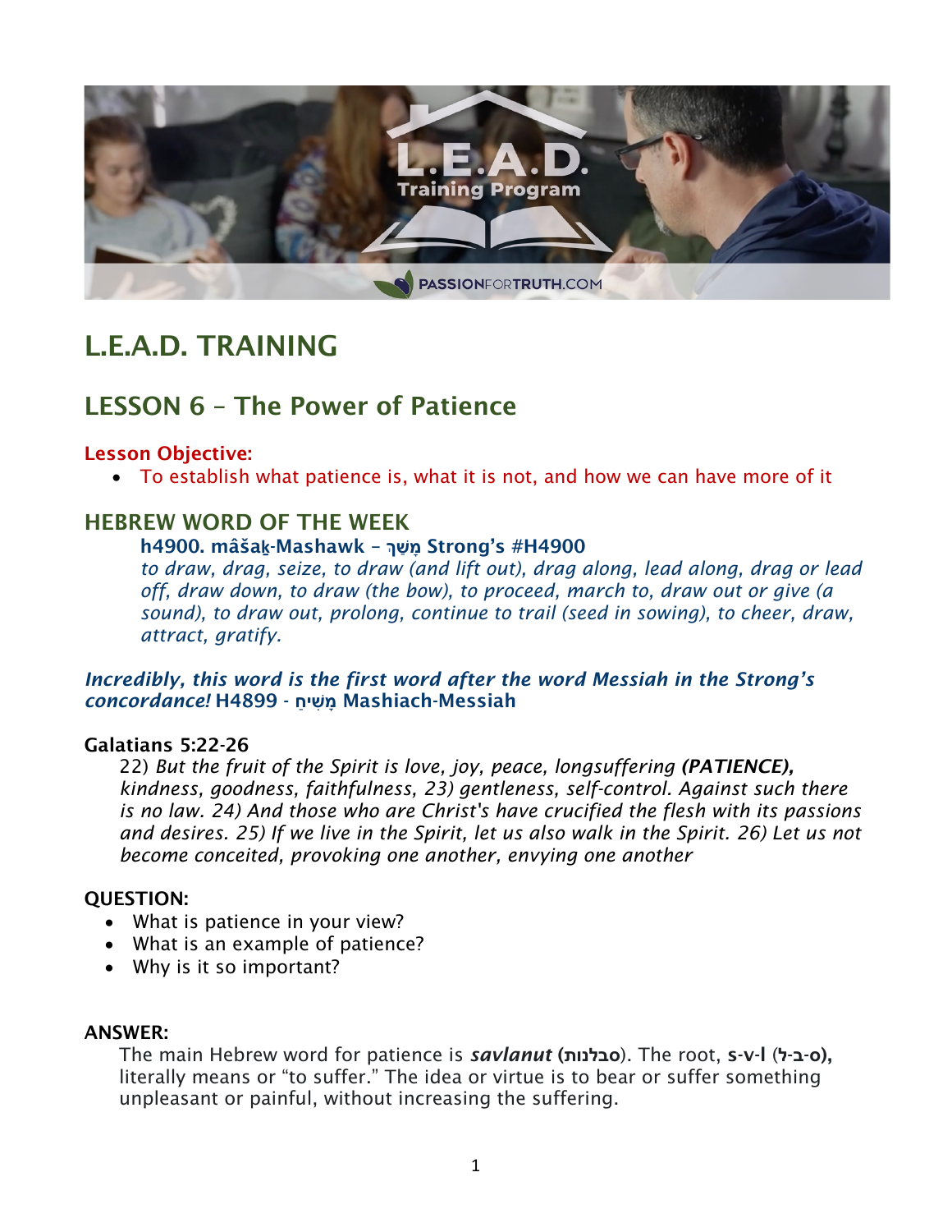# L.E.A.D. TRAINING

## LESSON 6 – The Power of Patience

**Lesson Objective:**

- To establish what patience is, what it is not, and how we can have more of it

## HEBREW WORD OF THE WEEK

**h4900. mâšaḵ-Mashawk – מָשַׁךְ Strong's #H4900**

*to draw, drag, seize, to draw (and lift out), drag along, lead along, drag or lead off, draw down, to draw (the bow), to proceed, march to, draw out or give (a sound), to draw out, prolong, continue to trail (seed in sowing), to cheer, draw, attract, gratify.*

***Incredibly, this word is the first word after the word Messiah in the Strong's concordance!*** **H4899 - מָשִׁיחַ Mashiach-Messiah**

**Galatians 5:22-26**

22) *But the fruit of the Spirit is love, joy, peace, longsuffering* ***(PATIENCE),*** *kindness, goodness, faithfulness, 23) gentleness, self-control. Against such there is no law. 24) And those who are Christ's have crucified the flesh with its passions and desires. 25) If we live in the Spirit, let us also walk in the Spirit. 26) Let us not become conceited, provoking one another, envying one another*

**QUESTION:**

- What is patience in your view?
- What is an example of patience?
- Why is it so important?

**ANSWER:**

The main Hebrew word for patience is ***savlanut*** **(סבלנות**). The root, **s-v-l (ס-ב-ל),** literally means or "to suffer." The idea or virtue is to bear or suffer something unpleasant or painful, without increasing the suffering.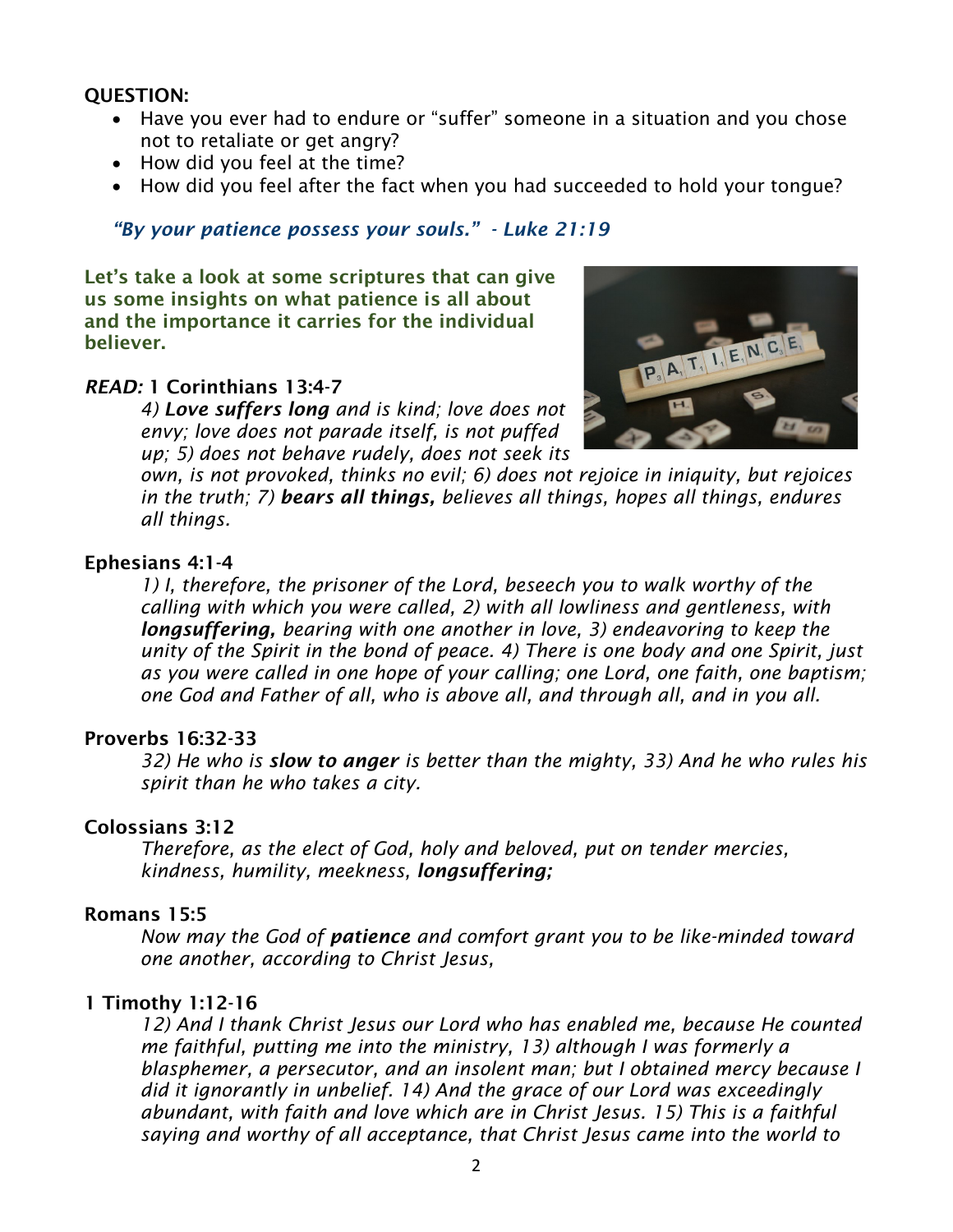**QUESTION:**

- Have you ever had to endure or "suffer" someone in a situation and you chose not to retaliate or get angry?
- How did you feel at the time?
- How did you feel after the fact when you had succeeded to hold your tongue?

***"By your patience possess your souls." - Luke 21:19***

**Let's take a look at some scriptures that can give us some insights on what patience is all about and the importance it carries for the individual believer.**

***READ:* 1 Corinthians 13:4-7**

> *4) **Love suffers long** and is kind; love does not envy; love does not parade itself, is not puffed up; 5) does not behave rudely, does not seek its own, is not provoked, thinks no evil; 6) does not rejoice in iniquity, but rejoices in the truth; 7) **bears all things,** believes all things, hopes all things, endures all things.*

**Ephesians 4:1-4**

> *1) I, therefore, the prisoner of the Lord, beseech you to walk worthy of the calling with which you were called, 2) with all lowliness and gentleness, with **longsuffering,** bearing with one another in love, 3) endeavoring to keep the unity of the Spirit in the bond of peace. 4) There is one body and one Spirit, just as you were called in one hope of your calling; one Lord, one faith, one baptism; one God and Father of all, who is above all, and through all, and in you all.*

**Proverbs 16:32-33**

> *32) He who is **slow to anger** is better than the mighty, 33) And he who rules his spirit than he who takes a city.*

**Colossians 3:12**

> *Therefore, as the elect of God, holy and beloved, put on tender mercies, kindness, humility, meekness, **longsuffering;***

**Romans 15:5**

> *Now may the God of **patience** and comfort grant you to be like-minded toward one another, according to Christ Jesus,*

**1 Timothy 1:12-16**

> *12) And I thank Christ Jesus our Lord who has enabled me, because He counted me faithful, putting me into the ministry, 13) although I was formerly a blasphemer, a persecutor, and an insolent man; but I obtained mercy because I did it ignorantly in unbelief. 14) And the grace of our Lord was exceedingly abundant, with faith and love which are in Christ Jesus. 15) This is a faithful saying and worthy of all acceptance, that Christ Jesus came into the world to*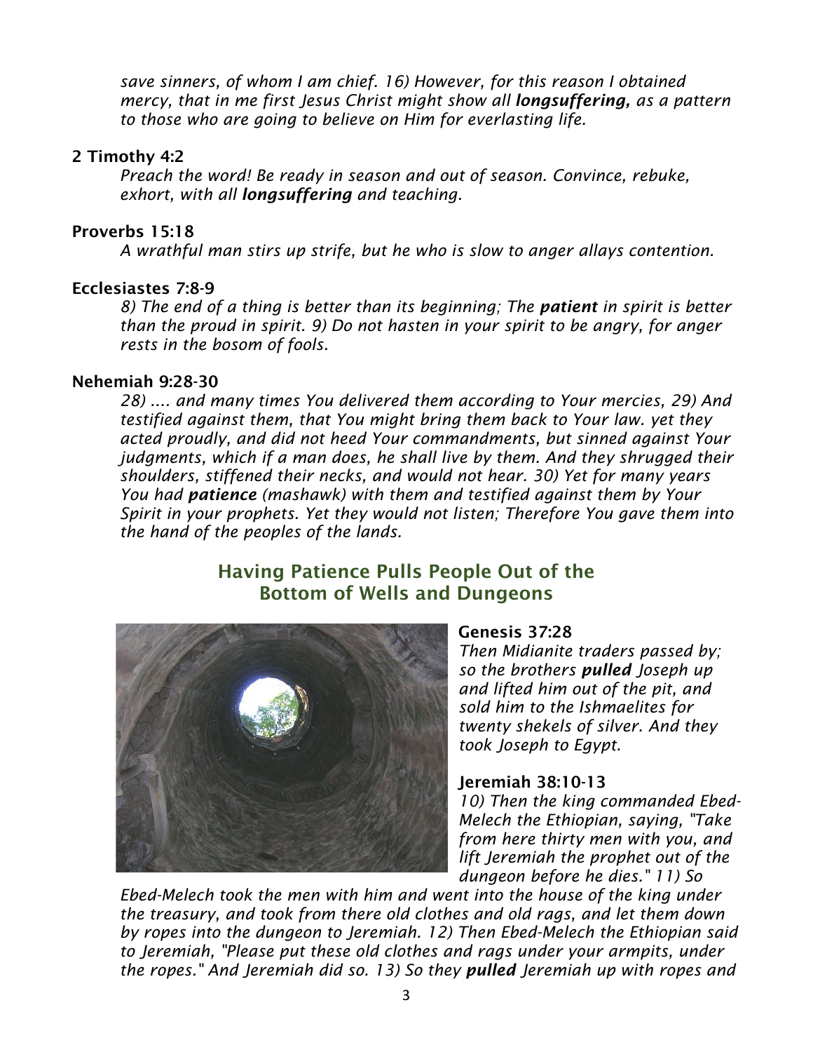*save sinners, of whom I am chief. 16) However, for this reason I obtained mercy, that in me first Jesus Christ might show all* ***longsuffering,*** *as a pattern to those who are going to believe on Him for everlasting life.*

**2 Timothy 4:2**

*Preach the word! Be ready in season and out of season. Convince, rebuke, exhort, with all* ***longsuffering*** *and teaching.*

**Proverbs 15:18**

*A wrathful man stirs up strife, but he who is slow to anger allays contention.*

**Ecclesiastes 7:8-9**

*8) The end of a thing is better than its beginning; The* ***patient*** *in spirit is better than the proud in spirit. 9) Do not hasten in your spirit to be angry, for anger rests in the bosom of fools.*

**Nehemiah 9:28-30**

*28) .... and many times You delivered them according to Your mercies, 29) And testified against them, that You might bring them back to Your law. yet they acted proudly, and did not heed Your commandments, but sinned against Your judgments, which if a man does, he shall live by them. And they shrugged their shoulders, stiffened their necks, and would not hear. 30) Yet for many years You had* ***patience*** *(mashawk) with them and testified against them by Your Spirit in your prophets. Yet they would not listen; Therefore You gave them into the hand of the peoples of the lands.*

## Having Patience Pulls People Out of the Bottom of Wells and Dungeons

**Genesis 37:28**

*Then Midianite traders passed by; so the brothers* ***pulled*** *Joseph up and lifted him out of the pit, and sold him to the Ishmaelites for twenty shekels of silver. And they took Joseph to Egypt.*

**Jeremiah 38:10-13**

*10) Then the king commanded Ebed-Melech the Ethiopian, saying, "Take from here thirty men with you, and lift Jeremiah the prophet out of the dungeon before he dies." 11) So Ebed-Melech took the men with him and went into the house of the king under the treasury, and took from there old clothes and old rags, and let them down by ropes into the dungeon to Jeremiah. 12) Then Ebed-Melech the Ethiopian said to Jeremiah, "Please put these old clothes and rags under your armpits, under the ropes." And Jeremiah did so. 13) So they* ***pulled*** *Jeremiah up with ropes and*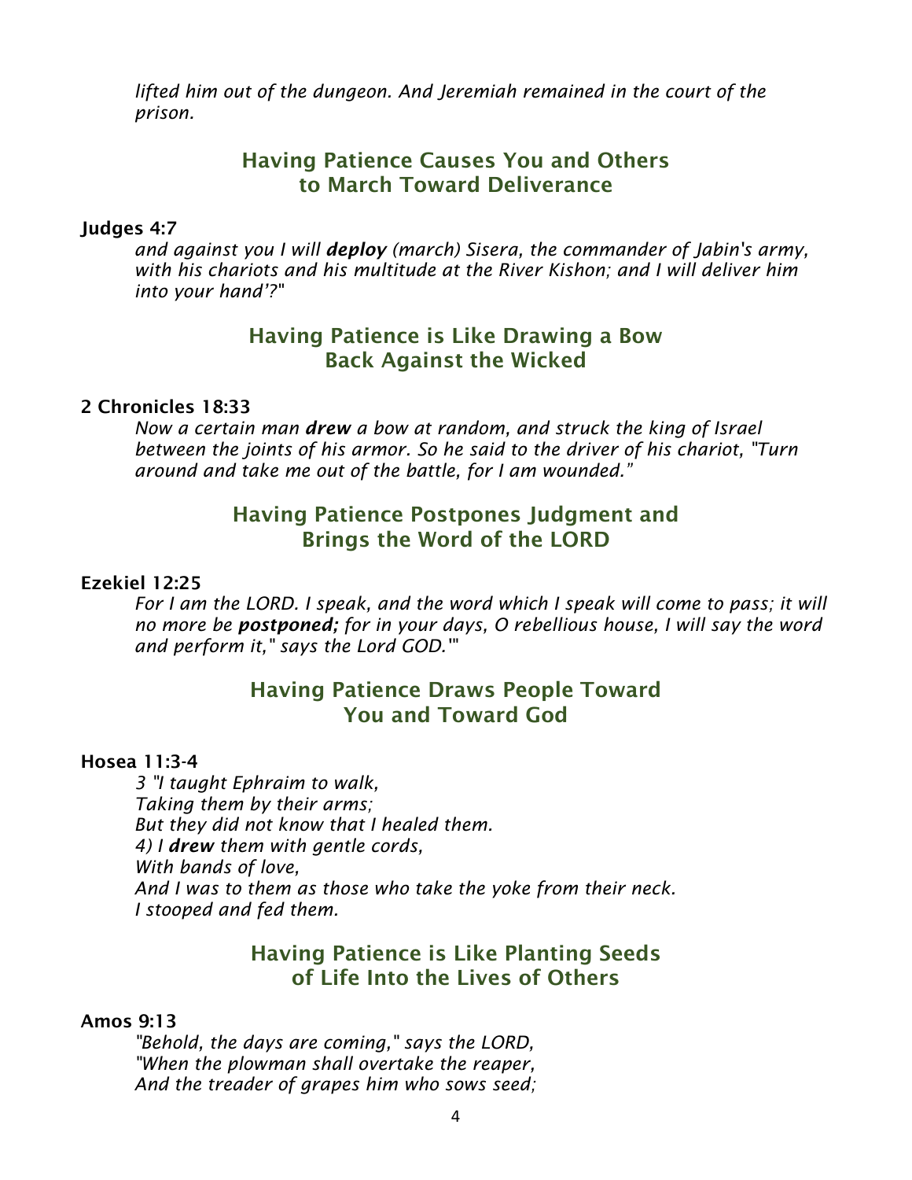*lifted him out of the dungeon. And Jeremiah remained in the court of the prison.*

## Having Patience Causes You and Others to March Toward Deliverance

**Judges 4:7**

*and against you I will **deploy** (march) Sisera, the commander of Jabin's army, with his chariots and his multitude at the River Kishon; and I will deliver him into your hand'?"*

## Having Patience is Like Drawing a Bow Back Against the Wicked

**2 Chronicles 18:33**

*Now a certain man **drew** a bow at random, and struck the king of Israel between the joints of his armor. So he said to the driver of his chariot, "Turn around and take me out of the battle, for I am wounded."*

## Having Patience Postpones Judgment and Brings the Word of the LORD

**Ezekiel 12:25**

*For I am the LORD. I speak, and the word which I speak will come to pass; it will no more be **postponed;** for in your days, O rebellious house, I will say the word and perform it," says the Lord GOD.'"*

## Having Patience Draws People Toward You and Toward God

**Hosea 11:3-4**

*3 "I taught Ephraim to walk,*
*Taking them by their arms;*
*But they did not know that I healed them.*
*4) I **drew** them with gentle cords,*
*With bands of love,*
*And I was to them as those who take the yoke from their neck.*
*I stooped and fed them.*

## Having Patience is Like Planting Seeds of Life Into the Lives of Others

**Amos 9:13**

*"Behold, the days are coming," says the LORD,*
*"When the plowman shall overtake the reaper,*
*And the treader of grapes him who sows seed;*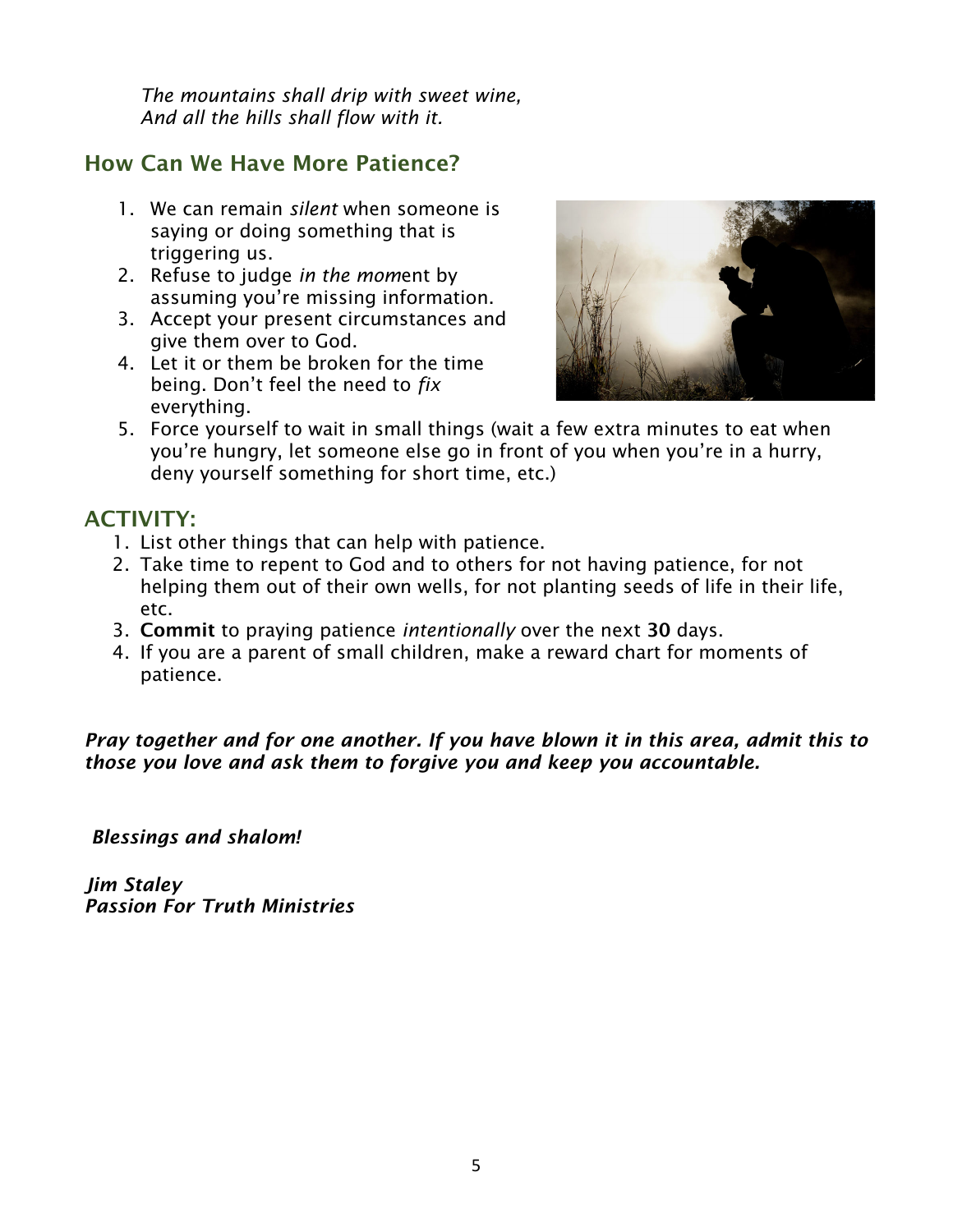*The mountains shall drip with sweet wine,*
*And all the hills shall flow with it.*

## How Can We Have More Patience?

1. We can remain *silent* when someone is saying or doing something that is triggering us.
2. Refuse to judge *in the mom*ent by assuming you're missing information.
3. Accept your present circumstances and give them over to God.
4. Let it or them be broken for the time being. Don't feel the need to *fix* everything.
5. Force yourself to wait in small things (wait a few extra minutes to eat when you're hungry, let someone else go in front of you when you're in a hurry, deny yourself something for short time, etc.)

## ACTIVITY:

1. List other things that can help with patience.
2. Take time to repent to God and to others for not having patience, for not helping them out of their own wells, for not planting seeds of life in their life, etc.
3. **Commit** to praying patience *intentionally* over the next **30** days.
4. If you are a parent of small children, make a reward chart for moments of patience.

***Pray together and for one another. If you have blown it in this area, admit this to those you love and ask them to forgive you and keep you accountable.***

***Blessings and shalom!***

***Jim Staley***
***Passion For Truth Ministries***